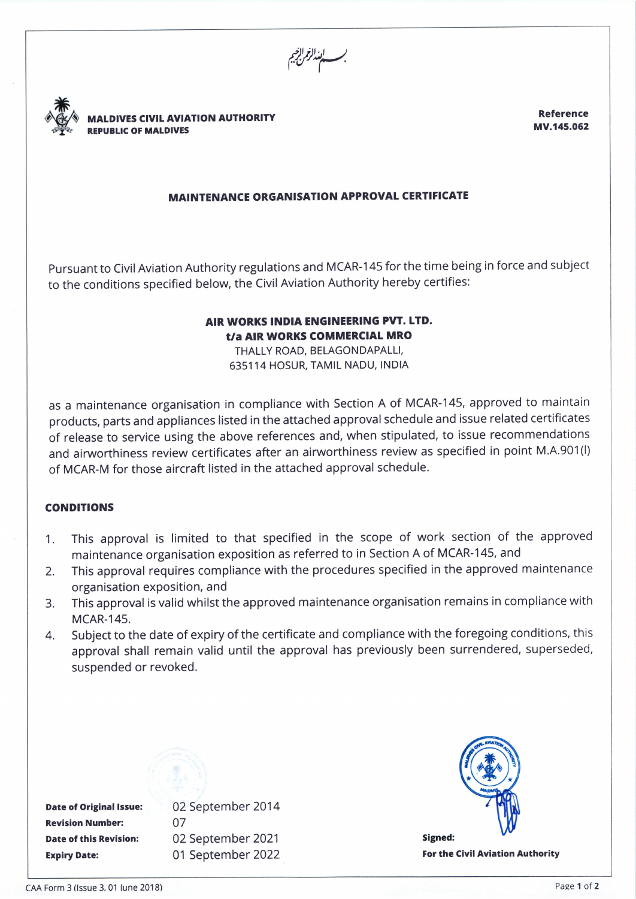بسم الله الرحمن الرحيم

**MALDIVES CIVIL AVIATION AUTHORITY**
**REPUBLIC OF MALDIVES**

**Reference**
**MV.145.062**

## MAINTENANCE ORGANISATION APPROVAL CERTIFICATE

Pursuant to Civil Aviation Authority regulations and MCAR-145 for the time being in force and subject to the conditions specified below, the Civil Aviation Authority hereby certifies:

**AIR WORKS INDIA ENGINEERING PVT. LTD.**
***t/a* AIR WORKS COMMERCIAL MRO**
THALLY ROAD, BELAGONDAPALLI,
635114 HOSUR, TAMIL NADU, INDIA

as a maintenance organisation in compliance with Section A of MCAR-145, approved to maintain products, parts and appliances listed in the attached approval schedule and issue related certificates of release to service using the above references and, when stipulated, to issue recommendations and airworthiness review certificates after an airworthiness review as specified in point M.A.901(l) of MCAR-M for those aircraft listed in the attached approval schedule.

### CONDITIONS

1. This approval is limited to that specified in the scope of work section of the approved maintenance organisation exposition as referred to in Section A of MCAR-145, and
2. This approval requires compliance with the procedures specified in the approved maintenance organisation exposition, and
3. This approval is valid whilst the approved maintenance organisation remains in compliance with MCAR-145.
4. Subject to the date of expiry of the certificate and compliance with the foregoing conditions, this approval shall remain valid until the approval has previously been surrendered, superseded, suspended or revoked.

**Date of Original Issue:** 02 September 2014
**Revision Number:** 07
**Date of this Revision:** 02 September 2021
**Expiry Date:** 01 September 2022

**Signed:**
**For the Civil Aviation Authority**

CAA Form 3 (Issue 3, 01 June 2018)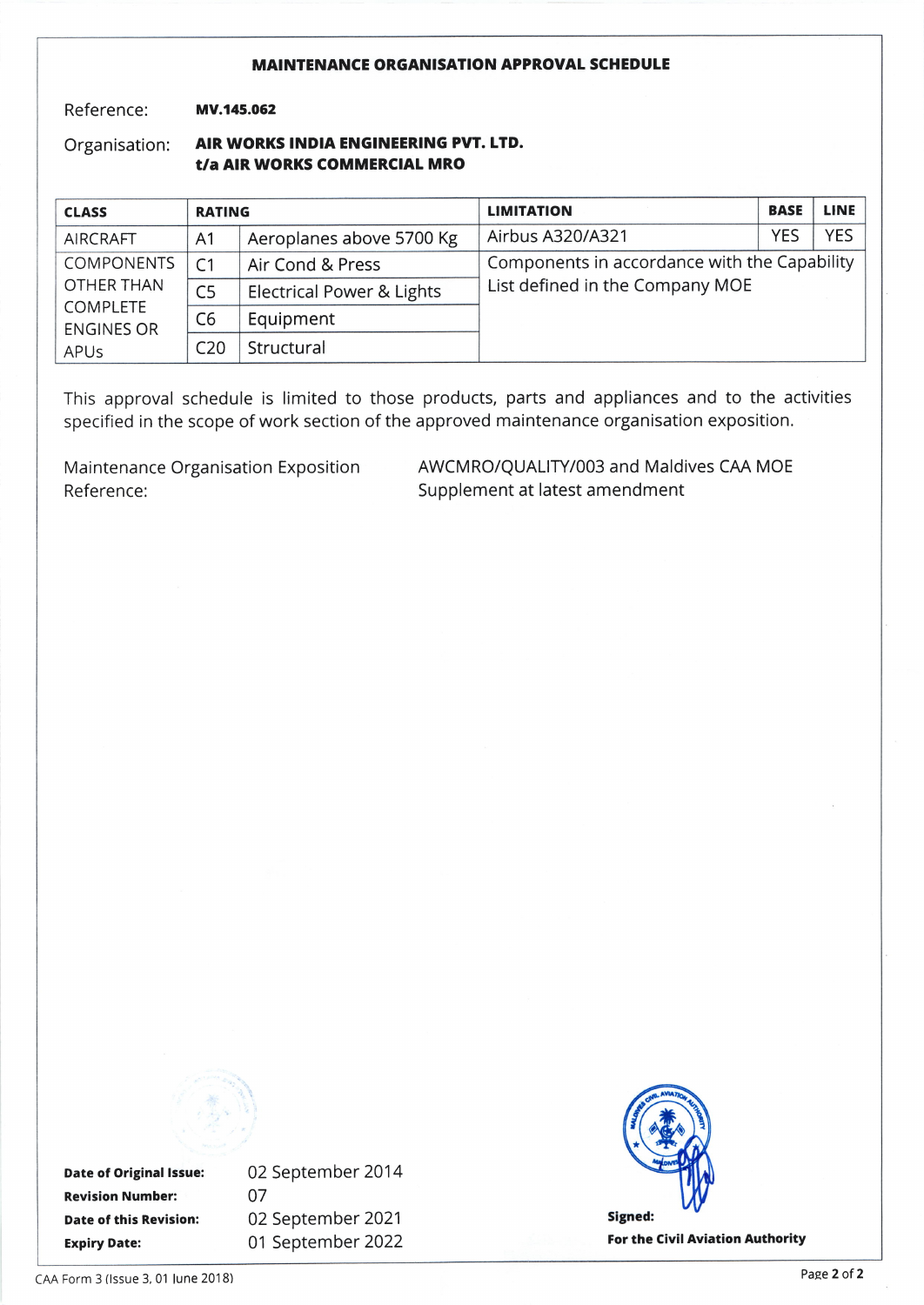# MAINTENANCE ORGANISATION APPROVAL SCHEDULE

Reference: **MV.145.062**

Organisation: **AIR WORKS INDIA ENGINEERING PVT. LTD.**
**t/a AIR WORKS COMMERCIAL MRO**

| CLASS | RATING | | LIMITATION | BASE | LINE |
|---|---|---|---|---|---|
| AIRCRAFT | A1 | Aeroplanes above 5700 Kg | Airbus A320/A321 | YES | YES |
| COMPONENTS OTHER THAN COMPLETE ENGINES OR APUs | C1 | Air Cond & Press | Components in accordance with the Capability List defined in the Company MOE | | |
| | C5 | Electrical Power & Lights | | | |
| | C6 | Equipment | | | |
| | C20 | Structural | | | |

This approval schedule is limited to those products, parts and appliances and to the activities specified in the scope of work section of the approved maintenance organisation exposition.

Maintenance Organisation Exposition Reference: AWCMRO/QUALITY/003 and Maldives CAA MOE Supplement at latest amendment

**Date of Original Issue:** 02 September 2014
**Revision Number:** 07
**Date of this Revision:** 02 September 2021
**Expiry Date:** 01 September 2022

**Signed:**
**For the Civil Aviation Authority**

CAA Form 3 (Issue 3, 01 June 2018)